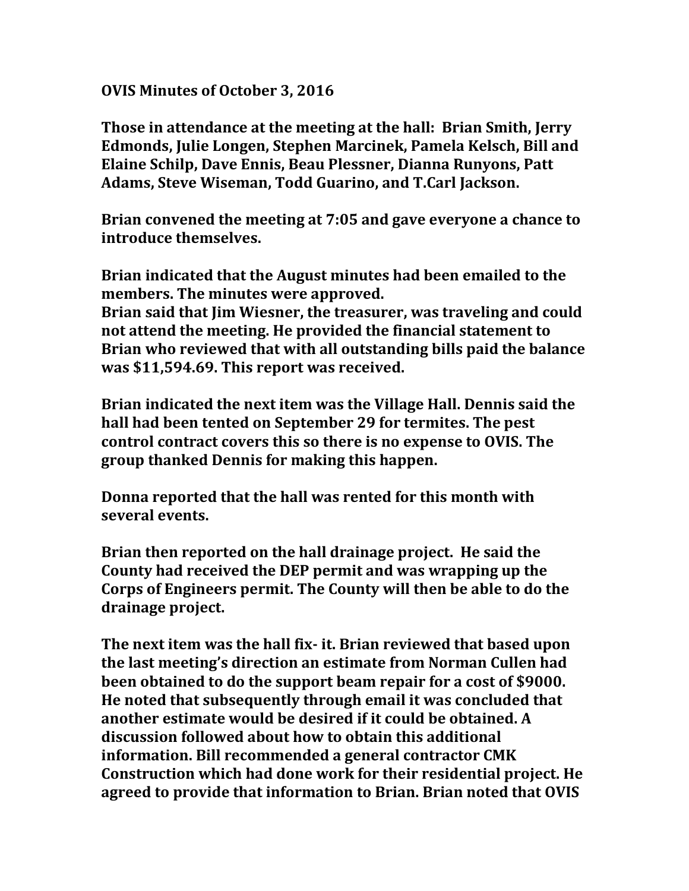**OVIS Minutes of October 3, 2016**

**Those in attendance at the meeting at the hall: Brian Smith, Jerry Edmonds, Julie Longen, Stephen Marcinek, Pamela Kelsch, Bill and Elaine Schilp, Dave Ennis, Beau Plessner, Dianna Runyons, Patt Adams, Steve Wiseman, Todd Guarino, and T.Carl Jackson.**

**Brian convened the meeting at 7:05 and gave everyone a chance to introduce themselves.**

**Brian indicated that the August minutes had been emailed to the members. The minutes were approved.**
**Brian said that Jim Wiesner, the treasurer, was traveling and could not attend the meeting. He provided the financial statement to Brian who reviewed that with all outstanding bills paid the balance was $11,594.69. This report was received.**

**Brian indicated the next item was the Village Hall. Dennis said the hall had been tented on September 29 for termites. The pest control contract covers this so there is no expense to OVIS. The group thanked Dennis for making this happen.**

**Donna reported that the hall was rented for this month with several events.**

**Brian then reported on the hall drainage project. He said the County had received the DEP permit and was wrapping up the Corps of Engineers permit. The County will then be able to do the drainage project.**

**The next item was the hall fix- it. Brian reviewed that based upon the last meeting's direction an estimate from Norman Cullen had been obtained to do the support beam repair for a cost of $9000. He noted that subsequently through email it was concluded that another estimate would be desired if it could be obtained. A discussion followed about how to obtain this additional information. Bill recommended a general contractor CMK Construction which had done work for their residential project. He agreed to provide that information to Brian. Brian noted that OVIS**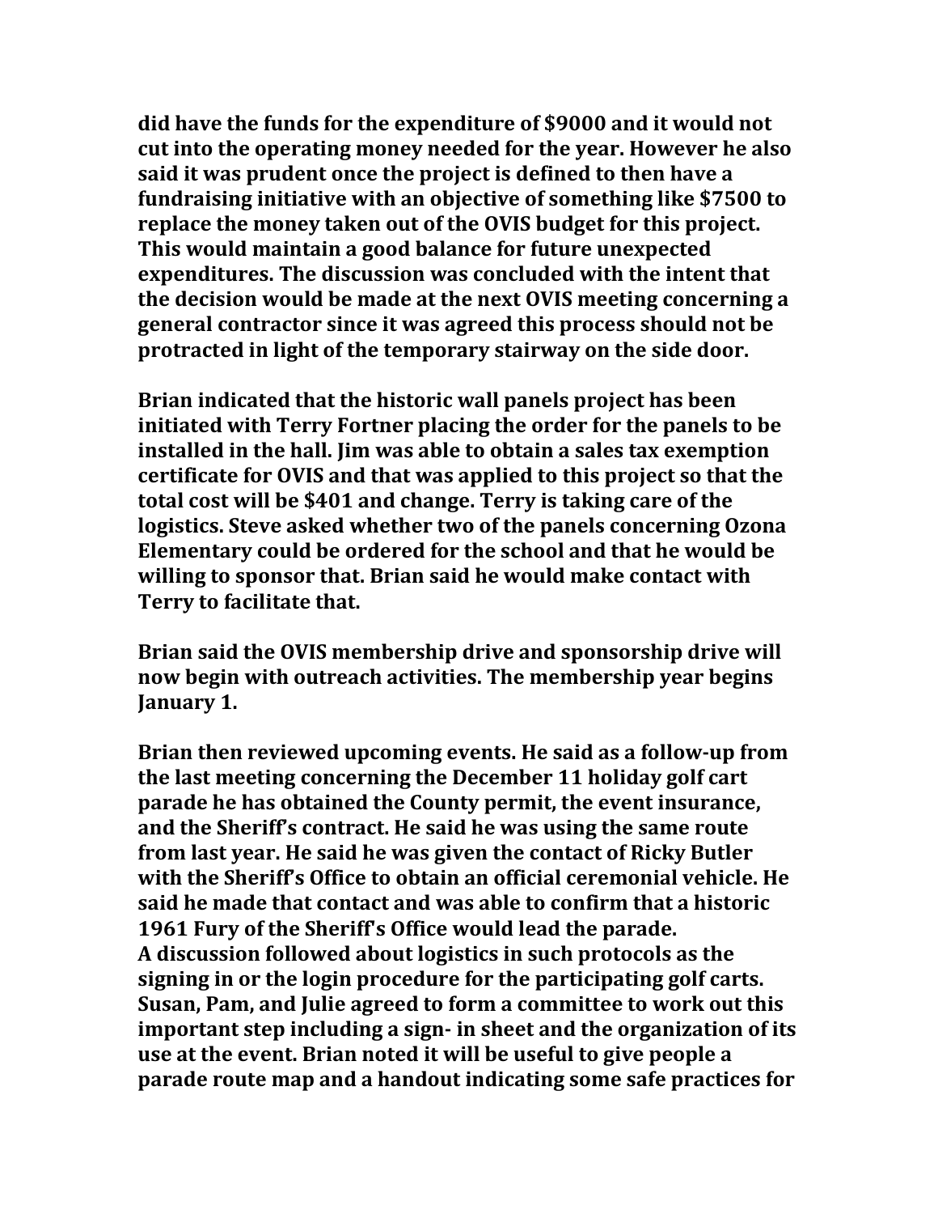**did have the funds for the expenditure of $9000 and it would not cut into the operating money needed for the year. However he also said it was prudent once the project is defined to then have a fundraising initiative with an objective of something like $7500 to replace the money taken out of the OVIS budget for this project. This would maintain a good balance for future unexpected expenditures. The discussion was concluded with the intent that the decision would be made at the next OVIS meeting concerning a general contractor since it was agreed this process should not be protracted in light of the temporary stairway on the side door.**

**Brian indicated that the historic wall panels project has been initiated with Terry Fortner placing the order for the panels to be installed in the hall. Jim was able to obtain a sales tax exemption certificate for OVIS and that was applied to this project so that the total cost will be $401 and change. Terry is taking care of the logistics. Steve asked whether two of the panels concerning Ozona Elementary could be ordered for the school and that he would be willing to sponsor that. Brian said he would make contact with Terry to facilitate that.**

**Brian said the OVIS membership drive and sponsorship drive will now begin with outreach activities. The membership year begins January 1.**

**Brian then reviewed upcoming events. He said as a follow-up from the last meeting concerning the December 11 holiday golf cart parade he has obtained the County permit, the event insurance, and the Sheriff's contract. He said he was using the same route from last year. He said he was given the contact of Ricky Butler with the Sheriff's Office to obtain an official ceremonial vehicle. He said he made that contact and was able to confirm that a historic 1961 Fury of the Sheriff's Office would lead the parade.**
**A discussion followed about logistics in such protocols as the signing in or the login procedure for the participating golf carts. Susan, Pam, and Julie agreed to form a committee to work out this important step including a sign- in sheet and the organization of its use at the event. Brian noted it will be useful to give people a parade route map and a handout indicating some safe practices for**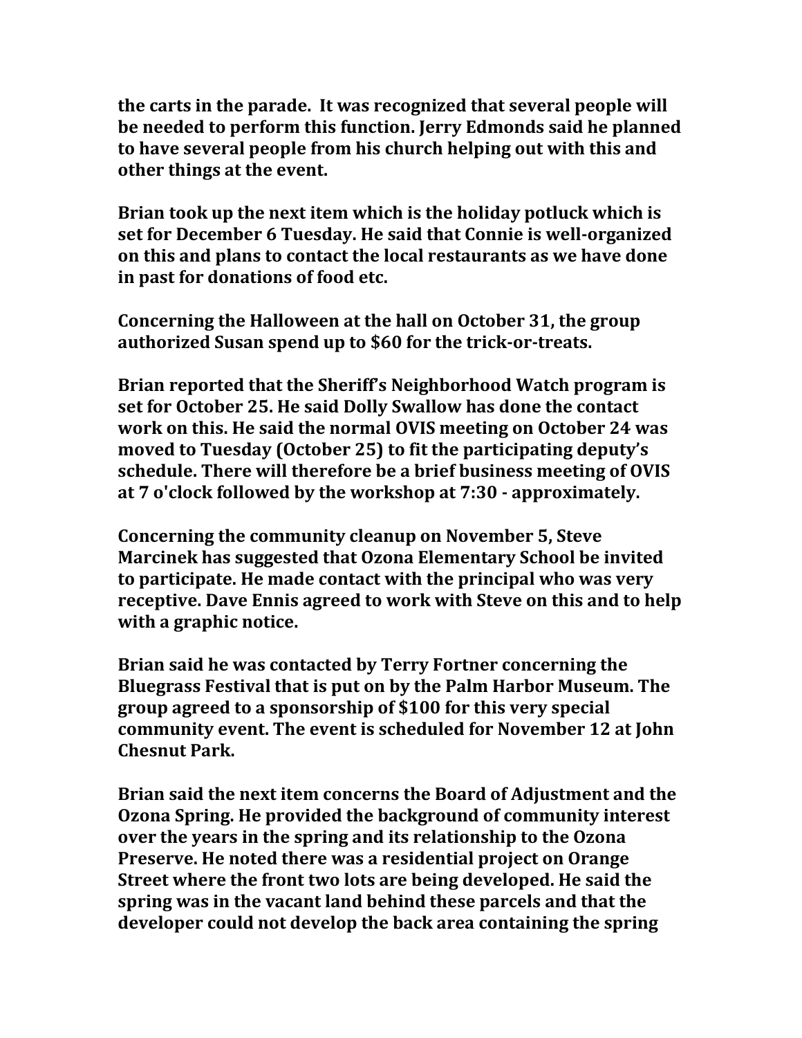**the carts in the parade. It was recognized that several people will be needed to perform this function. Jerry Edmonds said he planned to have several people from his church helping out with this and other things at the event.**

**Brian took up the next item which is the holiday potluck which is set for December 6 Tuesday. He said that Connie is well-organized on this and plans to contact the local restaurants as we have done in past for donations of food etc.**

**Concerning the Halloween at the hall on October 31, the group authorized Susan spend up to $60 for the trick-or-treats.**

**Brian reported that the Sheriff's Neighborhood Watch program is set for October 25. He said Dolly Swallow has done the contact work on this. He said the normal OVIS meeting on October 24 was moved to Tuesday (October 25) to fit the participating deputy's schedule. There will therefore be a brief business meeting of OVIS at 7 o'clock followed by the workshop at 7:30 - approximately.**

**Concerning the community cleanup on November 5, Steve Marcinek has suggested that Ozona Elementary School be invited to participate. He made contact with the principal who was very receptive. Dave Ennis agreed to work with Steve on this and to help with a graphic notice.**

**Brian said he was contacted by Terry Fortner concerning the Bluegrass Festival that is put on by the Palm Harbor Museum. The group agreed to a sponsorship of $100 for this very special community event. The event is scheduled for November 12 at John Chesnut Park.**

**Brian said the next item concerns the Board of Adjustment and the Ozona Spring. He provided the background of community interest over the years in the spring and its relationship to the Ozona Preserve. He noted there was a residential project on Orange Street where the front two lots are being developed. He said the spring was in the vacant land behind these parcels and that the developer could not develop the back area containing the spring**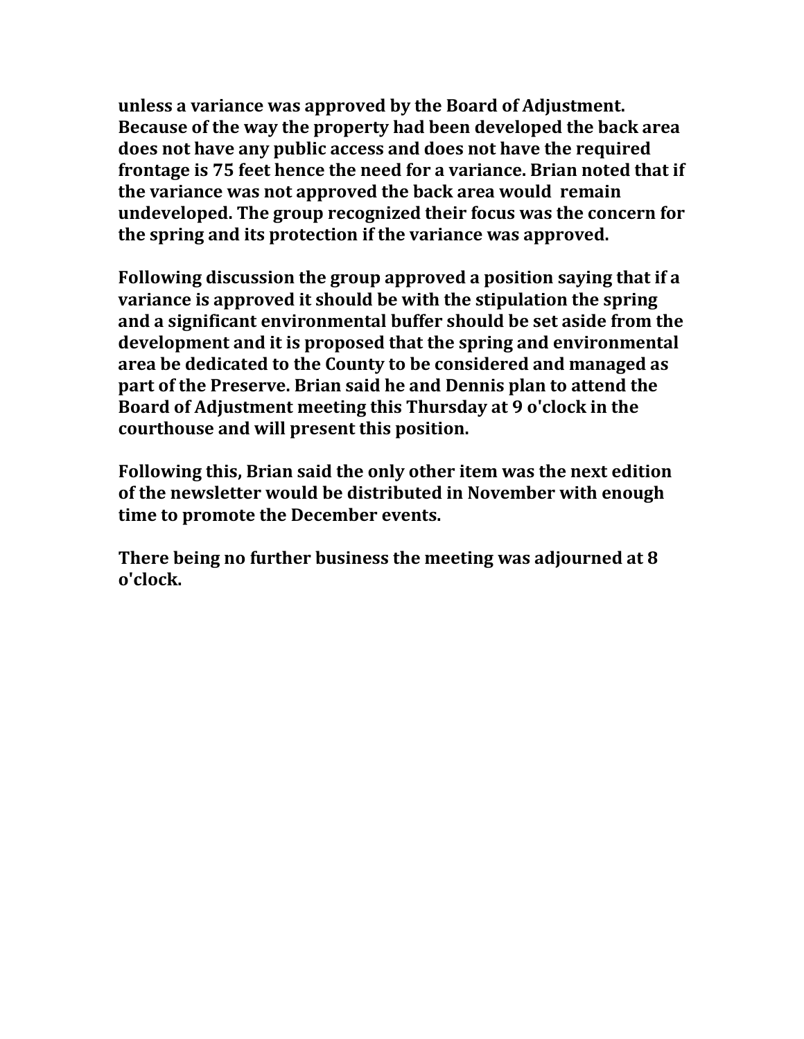**unless a variance was approved by the Board of Adjustment. Because of the way the property had been developed the back area does not have any public access and does not have the required frontage is 75 feet hence the need for a variance. Brian noted that if the variance was not approved the back area would remain undeveloped. The group recognized their focus was the concern for the spring and its protection if the variance was approved.**

**Following discussion the group approved a position saying that if a variance is approved it should be with the stipulation the spring and a significant environmental buffer should be set aside from the development and it is proposed that the spring and environmental area be dedicated to the County to be considered and managed as part of the Preserve. Brian said he and Dennis plan to attend the Board of Adjustment meeting this Thursday at 9 o'clock in the courthouse and will present this position.**

**Following this, Brian said the only other item was the next edition of the newsletter would be distributed in November with enough time to promote the December events.**

**There being no further business the meeting was adjourned at 8 o'clock.**